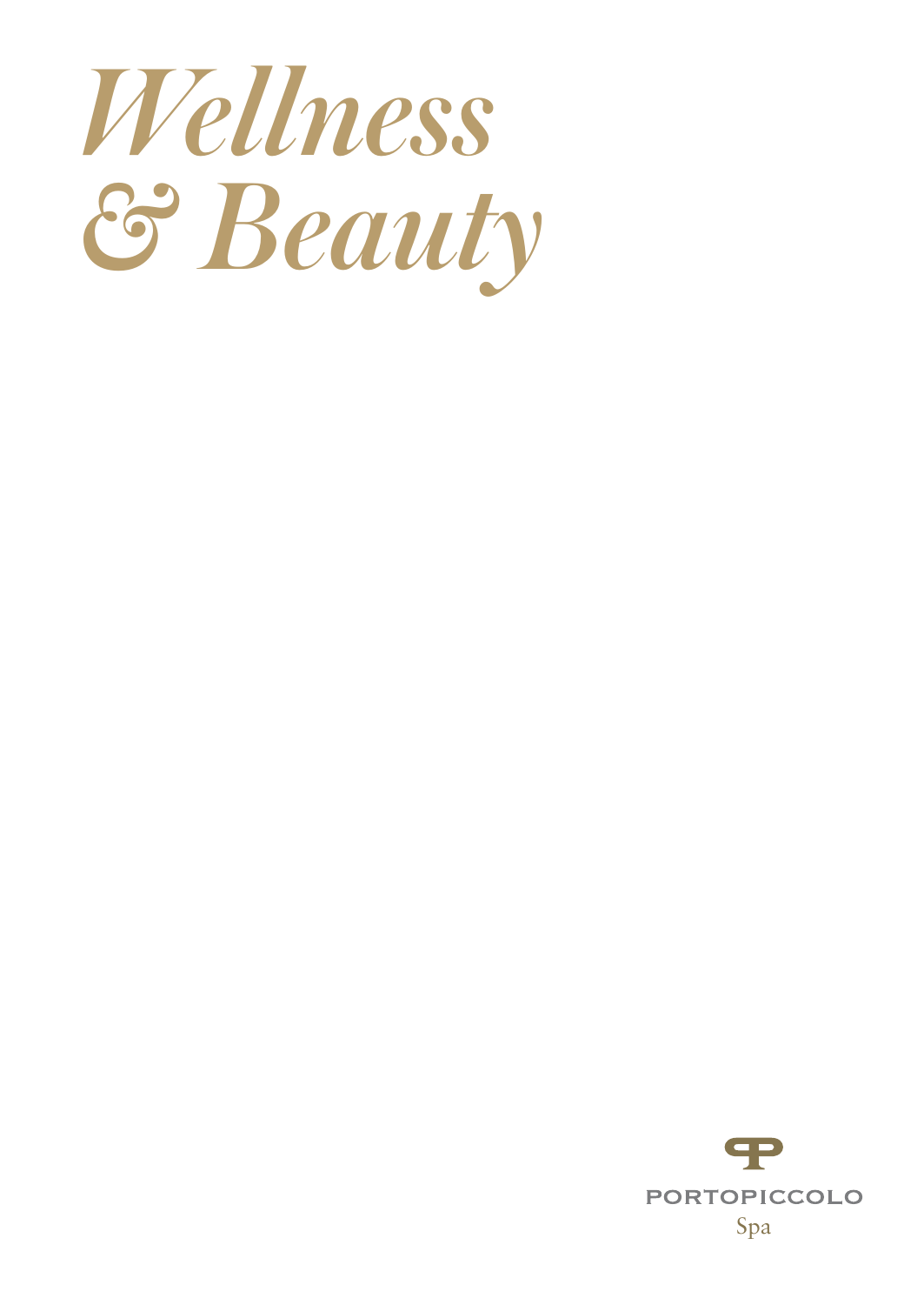# *Wellness & Beauty*

PORTOPICCOLO

Spa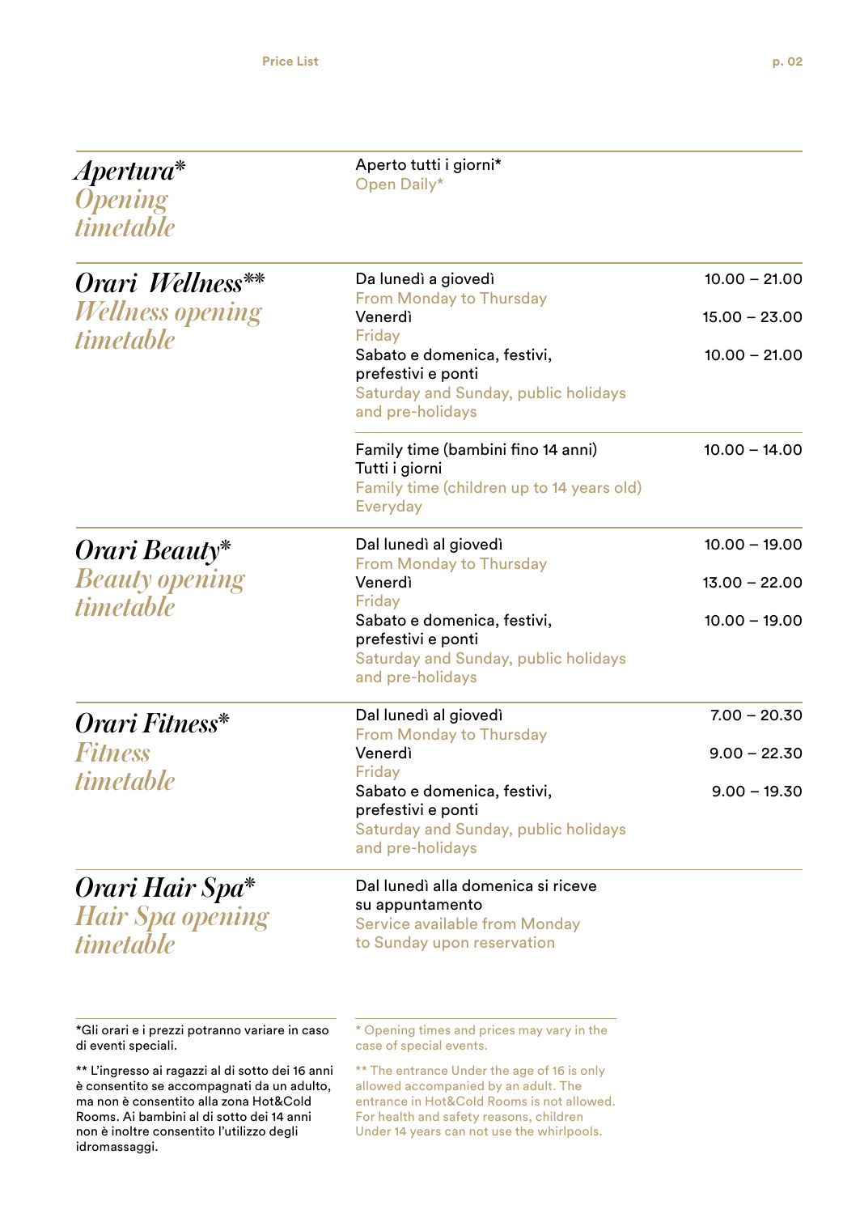## Apertura*
## *Opening timetable*

Aperto tutti i giorni*
Open Daily*

## Orari Wellness**
## *Wellness opening timetable*

| | |
|---|---|
| Da lunedì a giovedì<br>From Monday to Thursday | 10.00 – 21.00 |
| Venerdì<br>Friday | 15.00 – 23.00 |
| Sabato e domenica, festivi, prefestivi e ponti<br>Saturday and Sunday, public holidays and pre-holidays | 10.00 – 21.00 |
| Family time (bambini fino 14 anni)<br>Tutti i giorni<br>Family time (children up to 14 years old)<br>Everyday | 10.00 – 14.00 |

## Orari Beauty*
## *Beauty opening timetable*

| | |
|---|---|
| Dal lunedì al giovedì<br>From Monday to Thursday | 10.00 – 19.00 |
| Venerdì<br>Friday | 13.00 – 22.00 |
| Sabato e domenica, festivi, prefestivi e ponti<br>Saturday and Sunday, public holidays and pre-holidays | 10.00 – 19.00 |

## Orari Fitness*
## *Fitness timetable*

| | |
|---|---|
| Dal lunedì al giovedì<br>From Monday to Thursday | 7.00 – 20.30 |
| Venerdì<br>Friday | 9.00 – 22.30 |
| Sabato e domenica, festivi, prefestivi e ponti<br>Saturday and Sunday, public holidays and pre-holidays | 9.00 – 19.30 |

## Orari Hair Spa*
## *Hair Spa opening timetable*

Dal lunedì alla domenica si riceve su appuntamento
Service available from Monday to Sunday upon reservation

---

*Gli orari e i prezzi potranno variare in caso di eventi speciali.

** L'ingresso ai ragazzi al di sotto dei 16 anni è consentito se accompagnati da un adulto, ma non è consentito alla zona Hot&Cold Rooms. Ai bambini al di sotto dei 14 anni non è inoltre consentito l'utilizzo degli idromassaggi.

* Opening times and prices may vary in the case of special events.

** The entrance Under the age of 16 is only allowed accompanied by an adult. The entrance in Hot&Cold Rooms is not allowed. For health and safety reasons, children Under 14 years can not use the whirlpools.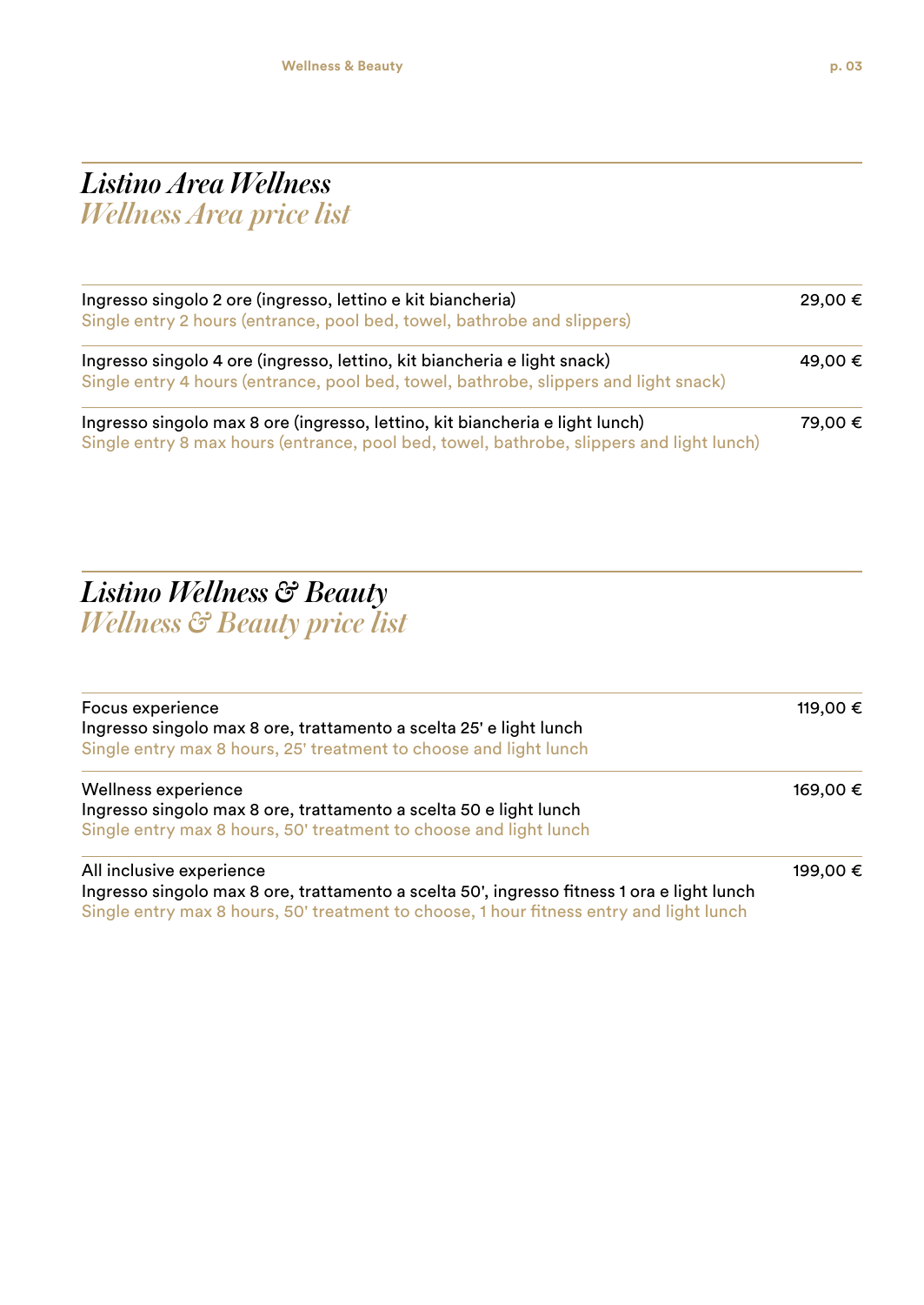## *Listino Area Wellness*
## *Wellness Area price list*

| | |
|---|---|
| Ingresso singolo 2 ore (ingresso, lettino e kit biancheria)<br>Single entry 2 hours (entrance, pool bed, towel, bathrobe and slippers) | 29,00 € |
| Ingresso singolo 4 ore (ingresso, lettino, kit biancheria e light snack)<br>Single entry 4 hours (entrance, pool bed, towel, bathrobe, slippers and light snack) | 49,00 € |
| Ingresso singolo max 8 ore (ingresso, lettino, kit biancheria e light lunch)<br>Single entry 8 max hours (entrance, pool bed, towel, bathrobe, slippers and light lunch) | 79,00 € |

## *Listino Wellness & Beauty*
## *Wellness & Beauty price list*

| | |
|---|---|
| Focus experience<br>Ingresso singolo max 8 ore, trattamento a scelta 25' e light lunch<br>Single entry max 8 hours, 25' treatment to choose and light lunch | 119,00 € |
| Wellness experience<br>Ingresso singolo max 8 ore, trattamento a scelta 50 e light lunch<br>Single entry max 8 hours, 50' treatment to choose and light lunch | 169,00 € |
| All inclusive experience<br>Ingresso singolo max 8 ore, trattamento a scelta 50', ingresso fitness 1 ora e light lunch<br>Single entry max 8 hours, 50' treatment to choose, 1 hour fitness entry and light lunch | 199,00 € |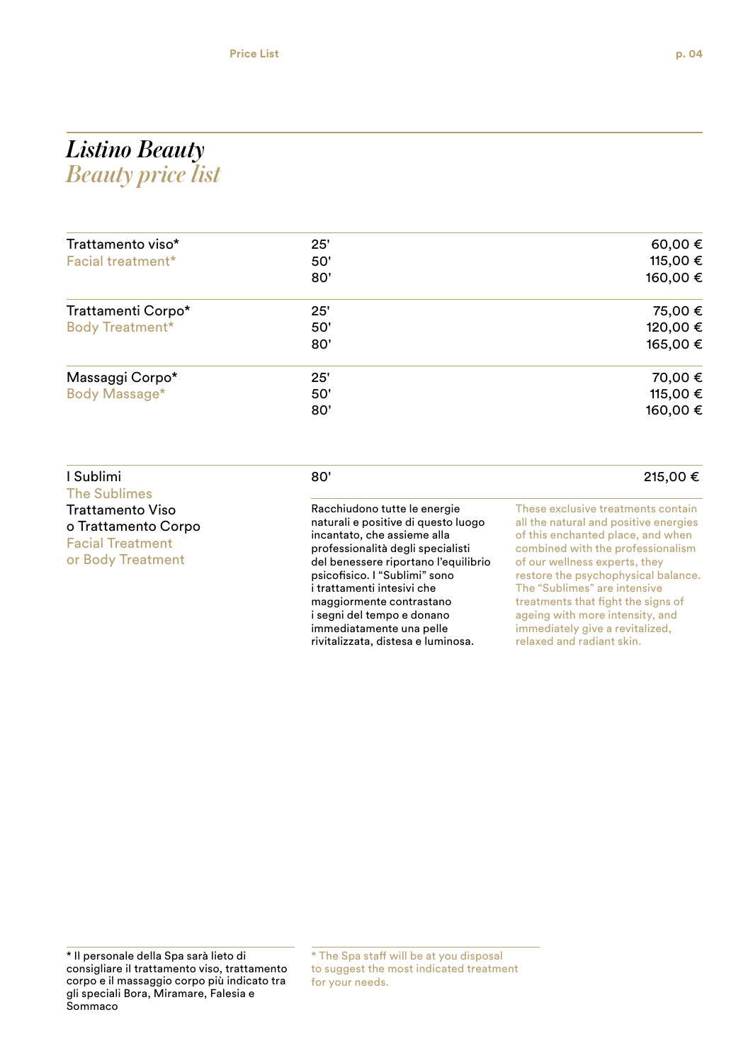# *Listino Beauty*
## *Beauty price list*

| | | |
|---|---|---|
| Trattamento viso* <br> Facial treatment* | 25' | 60,00 € |
| | 50' | 115,00 € |
| | 80' | 160,00 € |
| Trattamenti Corpo* <br> Body Treatment* | 25' | 75,00 € |
| | 50' | 120,00 € |
| | 80' | 165,00 € |
| Massaggi Corpo* <br> Body Massage* | 25' | 70,00 € |
| | 50' | 115,00 € |
| | 80' | 160,00 € |

| | | |
|---|---|---|
| I Sublimi <br> The Sublimes <br> Trattamento Viso o Trattamento Corpo <br> Facial Treatment or Body Treatment | 80' | 215,00 € |

Racchiudono tutte le energie naturali e positive di questo luogo incantato, che assieme alla professionalità degli specialisti del benessere riportano l'equilibrio psicofisico. I "Sublimi" sono i trattamenti intesivi che maggiormente contrastano i segni del tempo e donano immediatamente una pelle rivitalizzata, distesa e luminosa.

These exclusive treatments contain all the natural and positive energies of this enchanted place, and when combined with the professionalism of our wellness experts, they restore the psychophysical balance. The "Sublimes" are intensive treatments that fight the signs of ageing with more intensity, and immediately give a revitalized, relaxed and radiant skin.

* Il personale della Spa sarà lieto di consigliare il trattamento viso, trattamento corpo e il massaggio corpo più indicato tra gli speciali Bora, Miramare, Falesia e Sommaco

* The Spa staff will be at you disposal to suggest the most indicated treatment for your needs.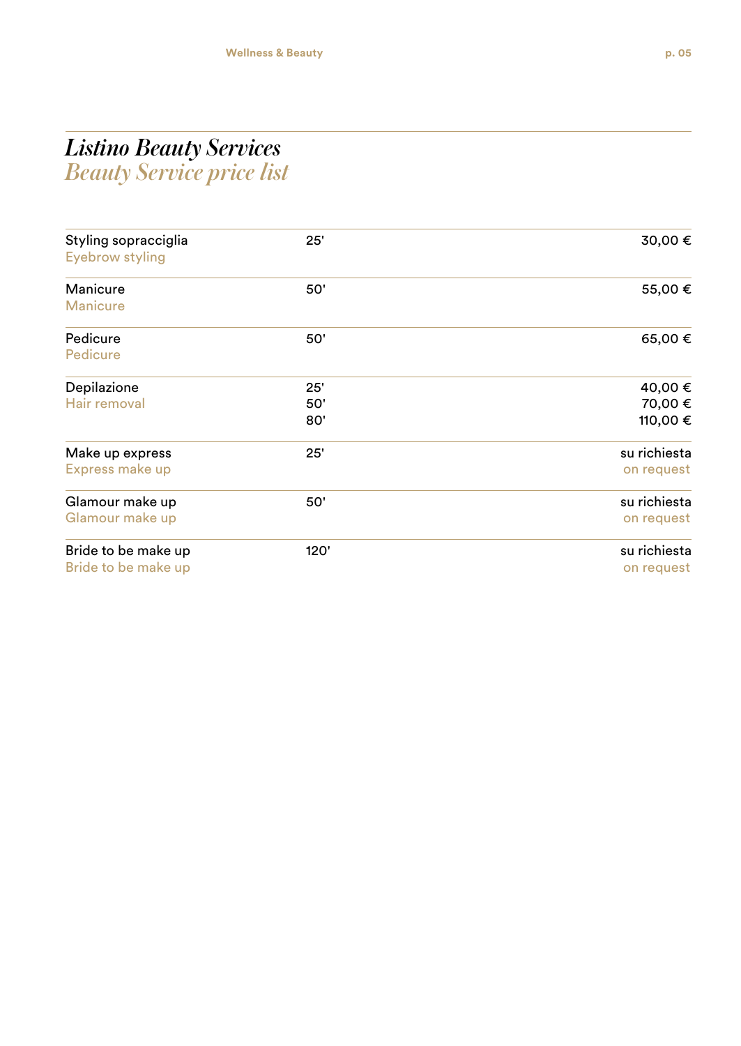# *Listino Beauty Services*
## *Beauty Service price list*

| | | |
|---|---|---|
| Styling sopracciglia<br>Eyebrow styling | 25' | 30,00 € |
| Manicure<br>Manicure | 50' | 55,00 € |
| Pedicure<br>Pedicure | 50' | 65,00 € |
| Depilazione<br>Hair removal | 25'<br>50'<br>80' | 40,00 €<br>70,00 €<br>110,00 € |
| Make up express<br>Express make up | 25' | su richiesta<br>on request |
| Glamour make up<br>Glamour make up | 50' | su richiesta<br>on request |
| Bride to be make up<br>Bride to be make up | 120' | su richiesta<br>on request |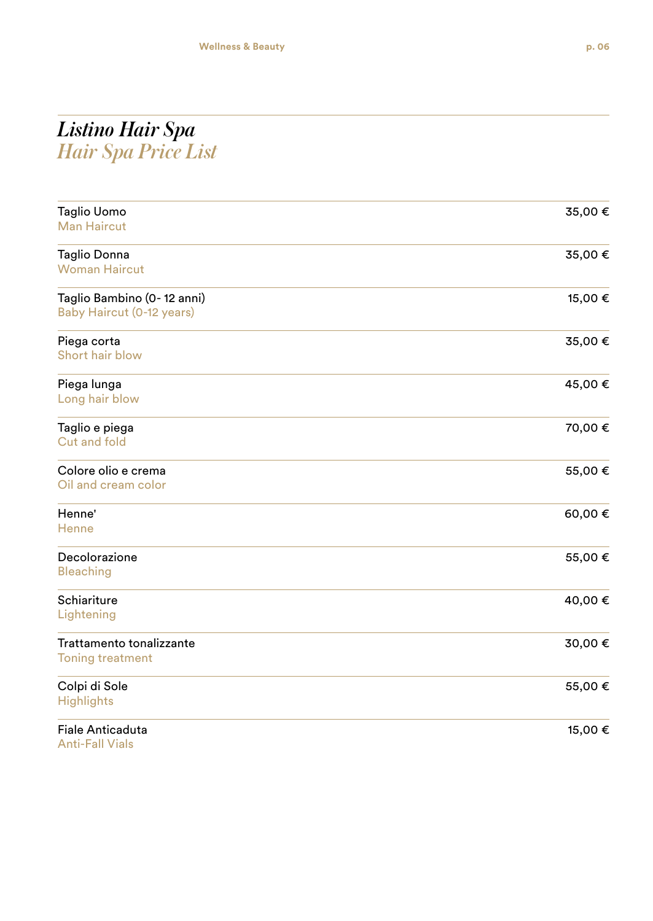# *Listino Hair Spa*
## *Hair Spa Price List*

| | |
|---|---|
| Taglio Uomo<br>Man Haircut | 35,00 € |
| Taglio Donna<br>Woman Haircut | 35,00 € |
| Taglio Bambino (0- 12 anni)<br>Baby Haircut (0-12 years) | 15,00 € |
| Piega corta<br>Short hair blow | 35,00 € |
| Piega lunga<br>Long hair blow | 45,00 € |
| Taglio e piega<br>Cut and fold | 70,00 € |
| Colore olio e crema<br>Oil and cream color | 55,00 € |
| Henne'<br>Henne | 60,00 € |
| Decolorazione<br>Bleaching | 55,00 € |
| Schiariture<br>Lightening | 40,00 € |
| Trattamento tonalizzante<br>Toning treatment | 30,00 € |
| Colpi di Sole<br>Highlights | 55,00 € |
| Fiale Anticaduta<br>Anti-Fall Vials | 15,00 € |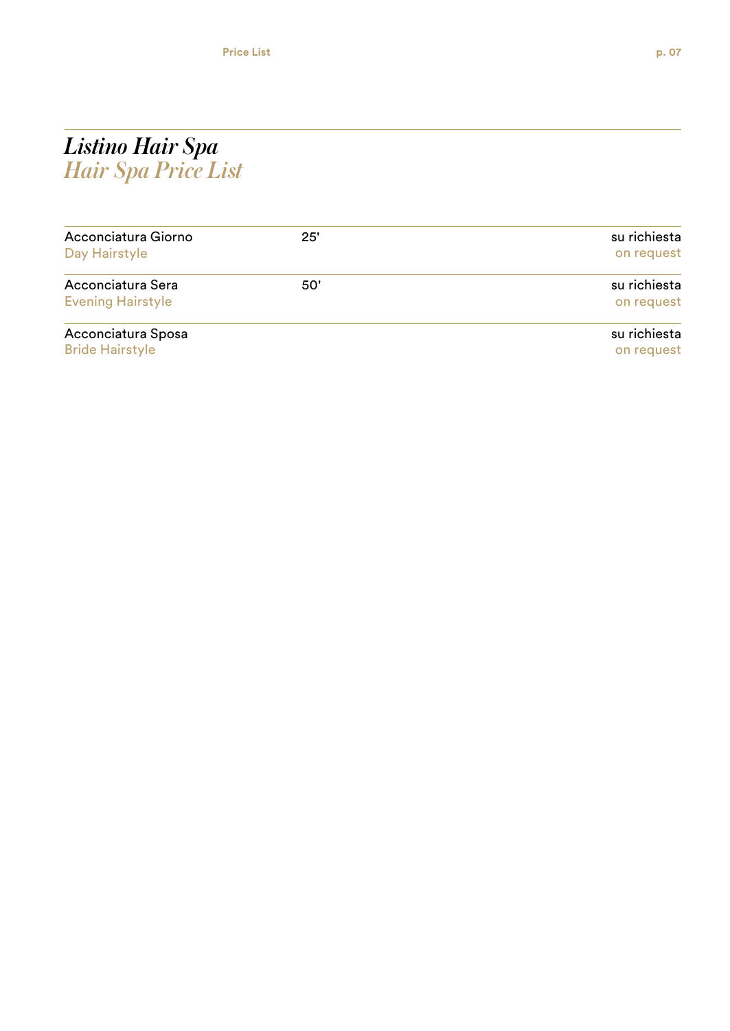# *Listino Hair Spa*
## *Hair Spa Price List*

| | | |
|---|---|---|
| Acconciatura Giorno<br>Day Hairstyle | 25' | su richiesta<br>on request |
| Acconciatura Sera<br>Evening Hairstyle | 50' | su richiesta<br>on request |
| Acconciatura Sposa<br>Bride Hairstyle | | su richiesta<br>on request |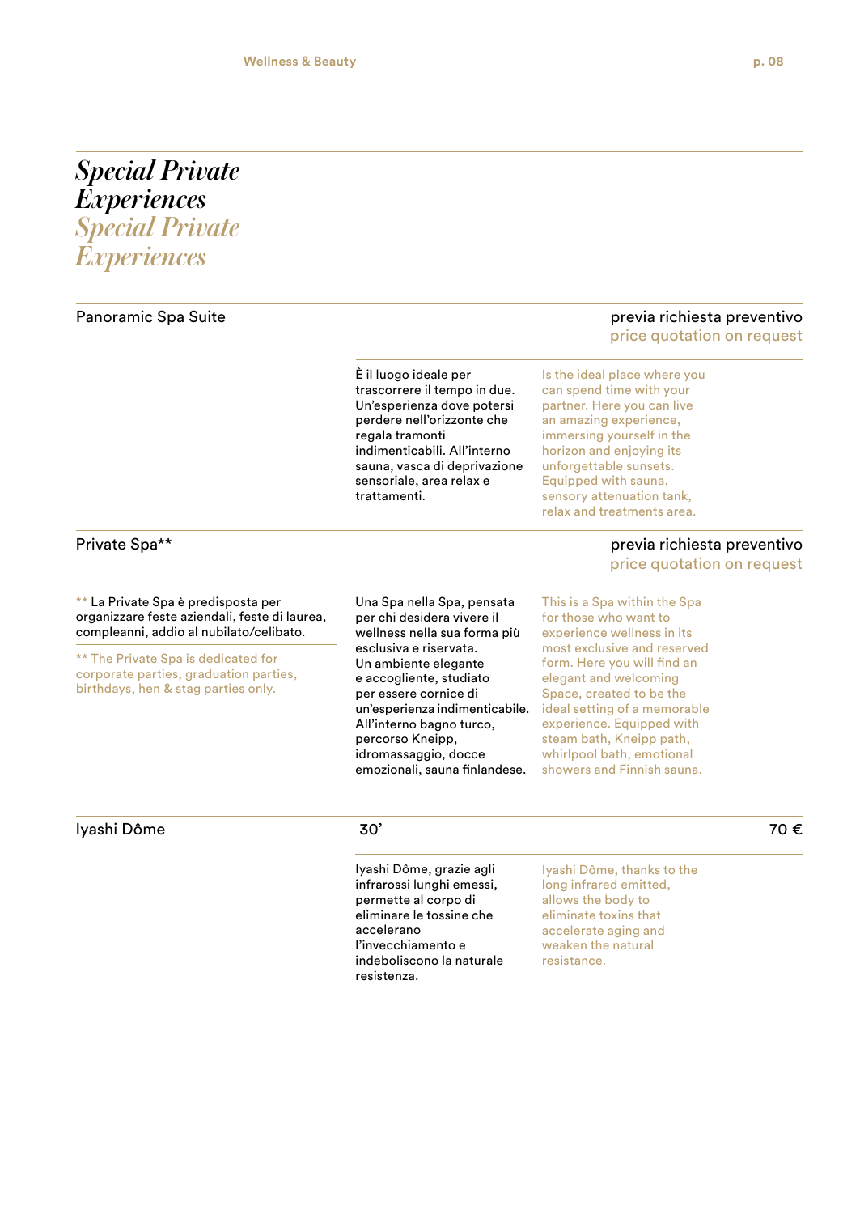# *Special Private Experiences*
# *Special Private Experiences*

## Panoramic Spa Suite

previa richiesta preventivo
price quotation on request

È il luogo ideale per trascorrere il tempo in due. Un'esperienza dove potersi perdere nell'orizzonte che regala tramonti indimenticabili. All'interno sauna, vasca di deprivazione sensoriale, area relax e trattamenti.

Is the ideal place where you can spend time with your partner. Here you can live an amazing experience, immersing yourself in the horizon and enjoying its unforgettable sunsets. Equipped with sauna, sensory attenuation tank, relax and treatments area.

## Private Spa**

previa richiesta preventivo
price quotation on request

** La Private Spa è predisposta per organizzare feste aziendali, feste di laurea, compleanni, addio al nubilato/celibato.

** The Private Spa is dedicated for corporate parties, graduation parties, birthdays, hen & stag parties only.

Una Spa nella Spa, pensata per chi desidera vivere il wellness nella sua forma più esclusiva e riservata. Un ambiente elegante e accogliente, studiato per essere cornice di un'esperienza indimenticabile. All'interno bagno turco, percorso Kneipp, idromassaggio, docce emozionali, sauna finlandese.

This is a Spa within the Spa for those who want to experience wellness in its most exclusive and reserved form. Here you will find an elegant and welcoming Space, created to be the ideal setting of a memorable experience. Equipped with steam bath, Kneipp path, whirlpool bath, emotional showers and Finnish sauna.

## Iyashi Dôme

30' — 70 €

Iyashi Dôme, grazie agli infrarossi lunghi emessi, permette al corpo di eliminare le tossine che accelerano l'invecchiamento e indeboliscono la naturale resistenza.

Iyashi Dôme, thanks to the long infrared emitted, allows the body to eliminate toxins that accelerate aging and weaken the natural resistance.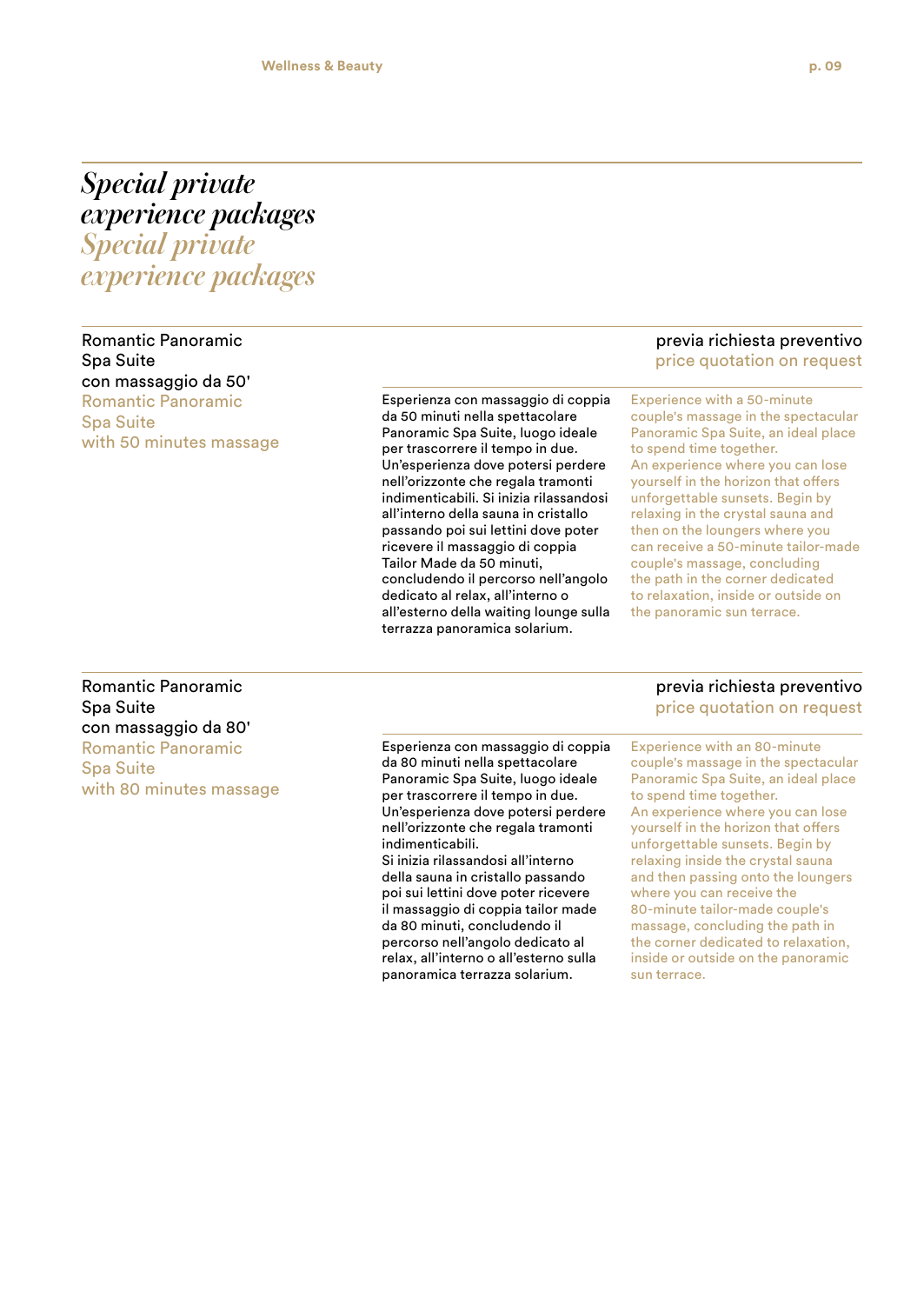# *Special private experience packages*
# *Special private experience packages*

## Romantic Panoramic Spa Suite con massaggio da 50'
## Romantic Panoramic Spa Suite with 50 minutes massage

previa richiesta preventivo
price quotation on request

Esperienza con massaggio di coppia da 50 minuti nella spettacolare Panoramic Spa Suite, luogo ideale per trascorrere il tempo in due. Un'esperienza dove potersi perdere nell'orizzonte che regala tramonti indimenticabili. Si inizia rilassandosi all'interno della sauna in cristallo passando poi sui lettini dove poter ricevere il massaggio di coppia Tailor Made da 50 minuti, concludendo il percorso nell'angolo dedicato al relax, all'interno o all'esterno della waiting lounge sulla terrazza panoramica solarium.

Experience with a 50-minute couple's massage in the spectacular Panoramic Spa Suite, an ideal place to spend time together. An experience where you can lose yourself in the horizon that offers unforgettable sunsets. Begin by relaxing in the crystal sauna and then on the loungers where you can receive a 50-minute tailor-made couple's massage, concluding the path in the corner dedicated to relaxation, inside or outside on the panoramic sun terrace.

## Romantic Panoramic Spa Suite con massaggio da 80'
## Romantic Panoramic Spa Suite with 80 minutes massage

previa richiesta preventivo
price quotation on request

Esperienza con massaggio di coppia da 80 minuti nella spettacolare Panoramic Spa Suite, luogo ideale per trascorrere il tempo in due. Un'esperienza dove potersi perdere nell'orizzonte che regala tramonti indimenticabili.
Si inizia rilassandosi all'interno della sauna in cristallo passando poi sui lettini dove poter ricevere il massaggio di coppia tailor made da 80 minuti, concludendo il percorso nell'angolo dedicato al relax, all'interno o all'esterno sulla panoramica terrazza solarium.

Experience with an 80-minute couple's massage in the spectacular Panoramic Spa Suite, an ideal place to spend time together. An experience where you can lose yourself in the horizon that offers unforgettable sunsets. Begin by relaxing inside the crystal sauna and then passing onto the loungers where you can receive the 80-minute tailor-made couple's massage, concluding the path in the corner dedicated to relaxation, inside or outside on the panoramic sun terrace.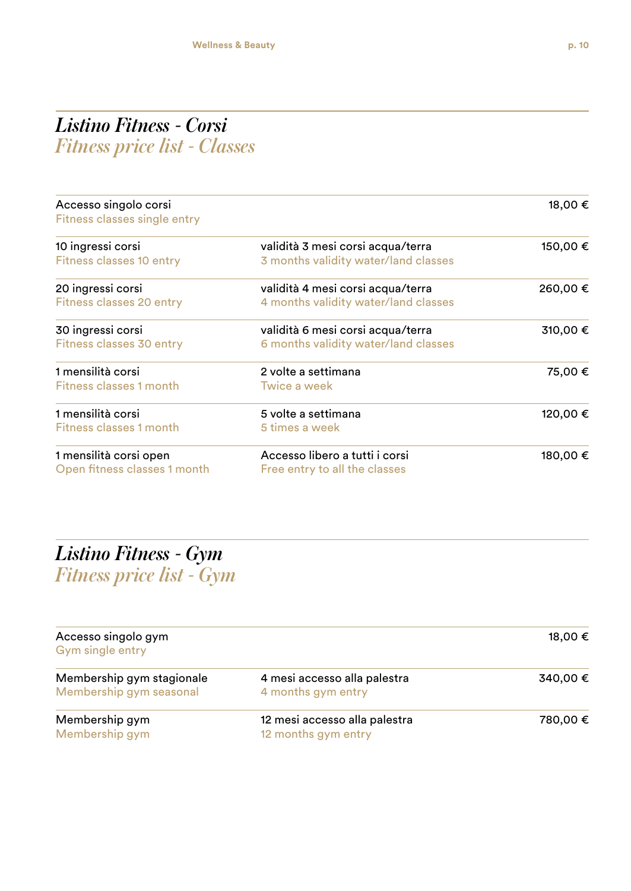## *Listino Fitness - Corsi*
## *Fitness price list - Classes*

| | | |
|---|---|---|
| Accesso singolo corsi<br>Fitness classes single entry | | 18,00 € |
| 10 ingressi corsi<br>Fitness classes 10 entry | validità 3 mesi corsi acqua/terra<br>3 months validity water/land classes | 150,00 € |
| 20 ingressi corsi<br>Fitness classes 20 entry | validità 4 mesi corsi acqua/terra<br>4 months validity water/land classes | 260,00 € |
| 30 ingressi corsi<br>Fitness classes 30 entry | validità 6 mesi corsi acqua/terra<br>6 months validity water/land classes | 310,00 € |
| 1 mensilità corsi<br>Fitness classes 1 month | 2 volte a settimana<br>Twice a week | 75,00 € |
| 1 mensilità corsi<br>Fitness classes 1 month | 5 volte a settimana<br>5 times a week | 120,00 € |
| 1 mensilità corsi open<br>Open fitness classes 1 month | Accesso libero a tutti i corsi<br>Free entry to all the classes | 180,00 € |

## *Listino Fitness - Gym*
## *Fitness price list - Gym*

| | | |
|---|---|---|
| Accesso singolo gym<br>Gym single entry | | 18,00 € |
| Membership gym stagionale<br>Membership gym seasonal | 4 mesi accesso alla palestra<br>4 months gym entry | 340,00 € |
| Membership gym<br>Membership gym | 12 mesi accesso alla palestra<br>12 months gym entry | 780,00 € |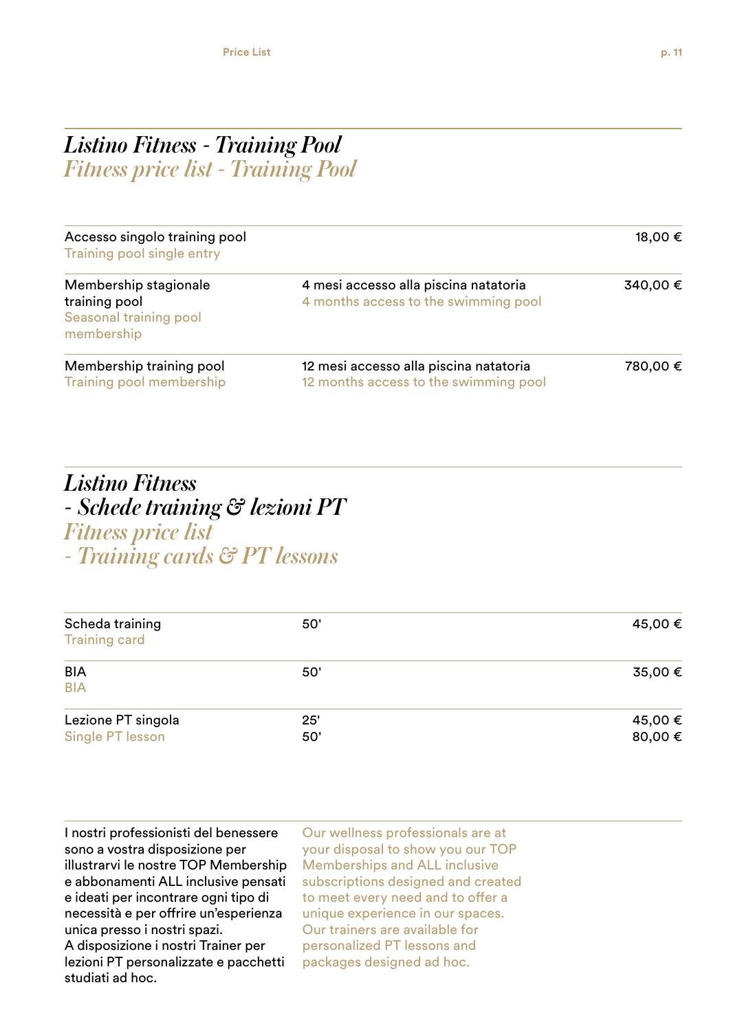# *Listino Fitness - Training Pool*
## *Fitness price list - Training Pool*

| | | |
|---|---|---|
| Accesso singolo training pool<br>Training pool single entry | | 18,00 € |
| Membership stagionale training pool<br>Seasonal training pool membership | 4 mesi accesso alla piscina natatoria<br>4 months access to the swimming pool | 340,00 € |
| Membership training pool<br>Training pool membership | 12 mesi accesso alla piscina natatoria<br>12 months access to the swimming pool | 780,00 € |

# *Listino Fitness - Schede training & lezioni PT*
## *Fitness price list - Training cards & PT lessons*

| | | |
|---|---|---|
| Scheda training<br>Training card | 50' | 45,00 € |
| BIA<br>BIA | 50' | 35,00 € |
| Lezione PT singola<br>Single PT lesson | 25'<br>50' | 45,00 €<br>80,00 € |

I nostri professionisti del benessere sono a vostra disposizione per illustrarvi le nostre TOP Membership e abbonamenti ALL inclusive pensati e ideati per incontrare ogni tipo di necessità e per offrire un'esperienza unica presso i nostri spazi.
A disposizione i nostri Trainer per lezioni PT personalizzate e pacchetti studiati ad hoc.

Our wellness professionals are at your disposal to show you our TOP Memberships and ALL inclusive subscriptions designed and created to meet every need and to offer a unique experience in our spaces.
Our trainers are available for personalized PT lessons and packages designed ad hoc.